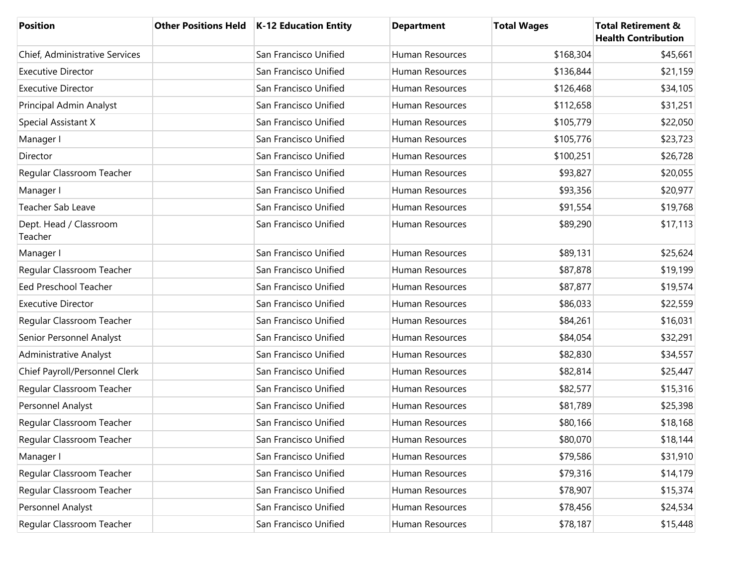| Position | Other Positions Held | K-12 Education Entity | Department | Total Wages | Total Retirement & Health Contribution |
|---|---|---|---|---|---|
| Chief, Administrative Services | | San Francisco Unified | Human Resources | $168,304 | $45,661 |
| Executive Director | | San Francisco Unified | Human Resources | $136,844 | $21,159 |
| Executive Director | | San Francisco Unified | Human Resources | $126,468 | $34,105 |
| Principal Admin Analyst | | San Francisco Unified | Human Resources | $112,658 | $31,251 |
| Special Assistant X | | San Francisco Unified | Human Resources | $105,779 | $22,050 |
| Manager I | | San Francisco Unified | Human Resources | $105,776 | $23,723 |
| Director | | San Francisco Unified | Human Resources | $100,251 | $26,728 |
| Regular Classroom Teacher | | San Francisco Unified | Human Resources | $93,827 | $20,055 |
| Manager I | | San Francisco Unified | Human Resources | $93,356 | $20,977 |
| Teacher Sab Leave | | San Francisco Unified | Human Resources | $91,554 | $19,768 |
| Dept. Head / Classroom Teacher | | San Francisco Unified | Human Resources | $89,290 | $17,113 |
| Manager I | | San Francisco Unified | Human Resources | $89,131 | $25,624 |
| Regular Classroom Teacher | | San Francisco Unified | Human Resources | $87,878 | $19,199 |
| Eed Preschool Teacher | | San Francisco Unified | Human Resources | $87,877 | $19,574 |
| Executive Director | | San Francisco Unified | Human Resources | $86,033 | $22,559 |
| Regular Classroom Teacher | | San Francisco Unified | Human Resources | $84,261 | $16,031 |
| Senior Personnel Analyst | | San Francisco Unified | Human Resources | $84,054 | $32,291 |
| Administrative Analyst | | San Francisco Unified | Human Resources | $82,830 | $34,557 |
| Chief Payroll/Personnel Clerk | | San Francisco Unified | Human Resources | $82,814 | $25,447 |
| Regular Classroom Teacher | | San Francisco Unified | Human Resources | $82,577 | $15,316 |
| Personnel Analyst | | San Francisco Unified | Human Resources | $81,789 | $25,398 |
| Regular Classroom Teacher | | San Francisco Unified | Human Resources | $80,166 | $18,168 |
| Regular Classroom Teacher | | San Francisco Unified | Human Resources | $80,070 | $18,144 |
| Manager I | | San Francisco Unified | Human Resources | $79,586 | $31,910 |
| Regular Classroom Teacher | | San Francisco Unified | Human Resources | $79,316 | $14,179 |
| Regular Classroom Teacher | | San Francisco Unified | Human Resources | $78,907 | $15,374 |
| Personnel Analyst | | San Francisco Unified | Human Resources | $78,456 | $24,534 |
| Regular Classroom Teacher | | San Francisco Unified | Human Resources | $78,187 | $15,448 |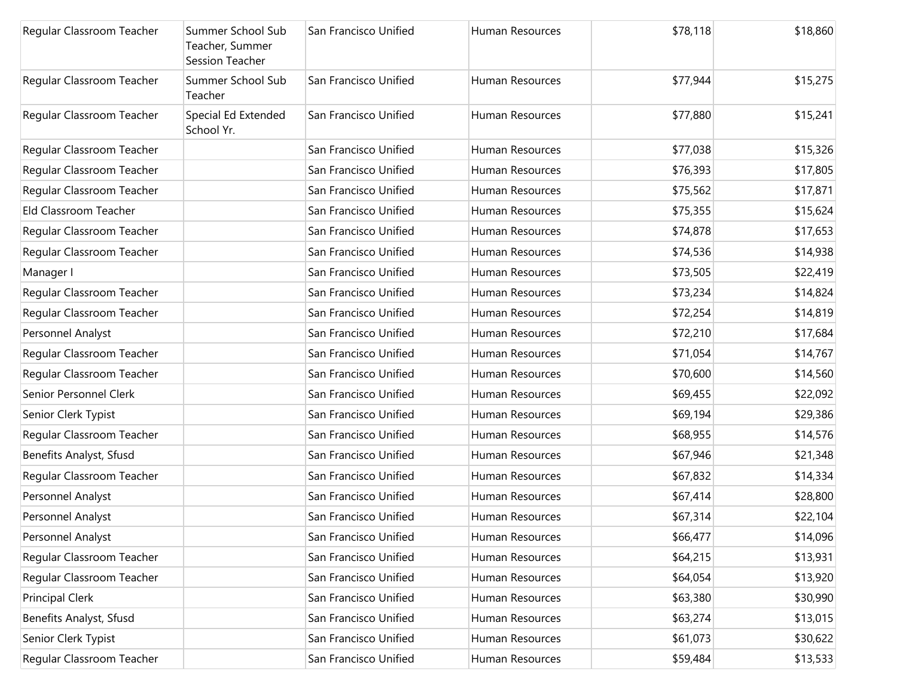| | | | | | |
|---|---|---|---|---|---|
| Regular Classroom Teacher | Summer School Sub Teacher, Summer Session Teacher | San Francisco Unified | Human Resources | $78,118 | $18,860 |
| Regular Classroom Teacher | Summer School Sub Teacher | San Francisco Unified | Human Resources | $77,944 | $15,275 |
| Regular Classroom Teacher | Special Ed Extended School Yr. | San Francisco Unified | Human Resources | $77,880 | $15,241 |
| Regular Classroom Teacher | | San Francisco Unified | Human Resources | $77,038 | $15,326 |
| Regular Classroom Teacher | | San Francisco Unified | Human Resources | $76,393 | $17,805 |
| Regular Classroom Teacher | | San Francisco Unified | Human Resources | $75,562 | $17,871 |
| Eld Classroom Teacher | | San Francisco Unified | Human Resources | $75,355 | $15,624 |
| Regular Classroom Teacher | | San Francisco Unified | Human Resources | $74,878 | $17,653 |
| Regular Classroom Teacher | | San Francisco Unified | Human Resources | $74,536 | $14,938 |
| Manager I | | San Francisco Unified | Human Resources | $73,505 | $22,419 |
| Regular Classroom Teacher | | San Francisco Unified | Human Resources | $73,234 | $14,824 |
| Regular Classroom Teacher | | San Francisco Unified | Human Resources | $72,254 | $14,819 |
| Personnel Analyst | | San Francisco Unified | Human Resources | $72,210 | $17,684 |
| Regular Classroom Teacher | | San Francisco Unified | Human Resources | $71,054 | $14,767 |
| Regular Classroom Teacher | | San Francisco Unified | Human Resources | $70,600 | $14,560 |
| Senior Personnel Clerk | | San Francisco Unified | Human Resources | $69,455 | $22,092 |
| Senior Clerk Typist | | San Francisco Unified | Human Resources | $69,194 | $29,386 |
| Regular Classroom Teacher | | San Francisco Unified | Human Resources | $68,955 | $14,576 |
| Benefits Analyst, Sfusd | | San Francisco Unified | Human Resources | $67,946 | $21,348 |
| Regular Classroom Teacher | | San Francisco Unified | Human Resources | $67,832 | $14,334 |
| Personnel Analyst | | San Francisco Unified | Human Resources | $67,414 | $28,800 |
| Personnel Analyst | | San Francisco Unified | Human Resources | $67,314 | $22,104 |
| Personnel Analyst | | San Francisco Unified | Human Resources | $66,477 | $14,096 |
| Regular Classroom Teacher | | San Francisco Unified | Human Resources | $64,215 | $13,931 |
| Regular Classroom Teacher | | San Francisco Unified | Human Resources | $64,054 | $13,920 |
| Principal Clerk | | San Francisco Unified | Human Resources | $63,380 | $30,990 |
| Benefits Analyst, Sfusd | | San Francisco Unified | Human Resources | $63,274 | $13,015 |
| Senior Clerk Typist | | San Francisco Unified | Human Resources | $61,073 | $30,622 |
| Regular Classroom Teacher | | San Francisco Unified | Human Resources | $59,484 | $13,533 |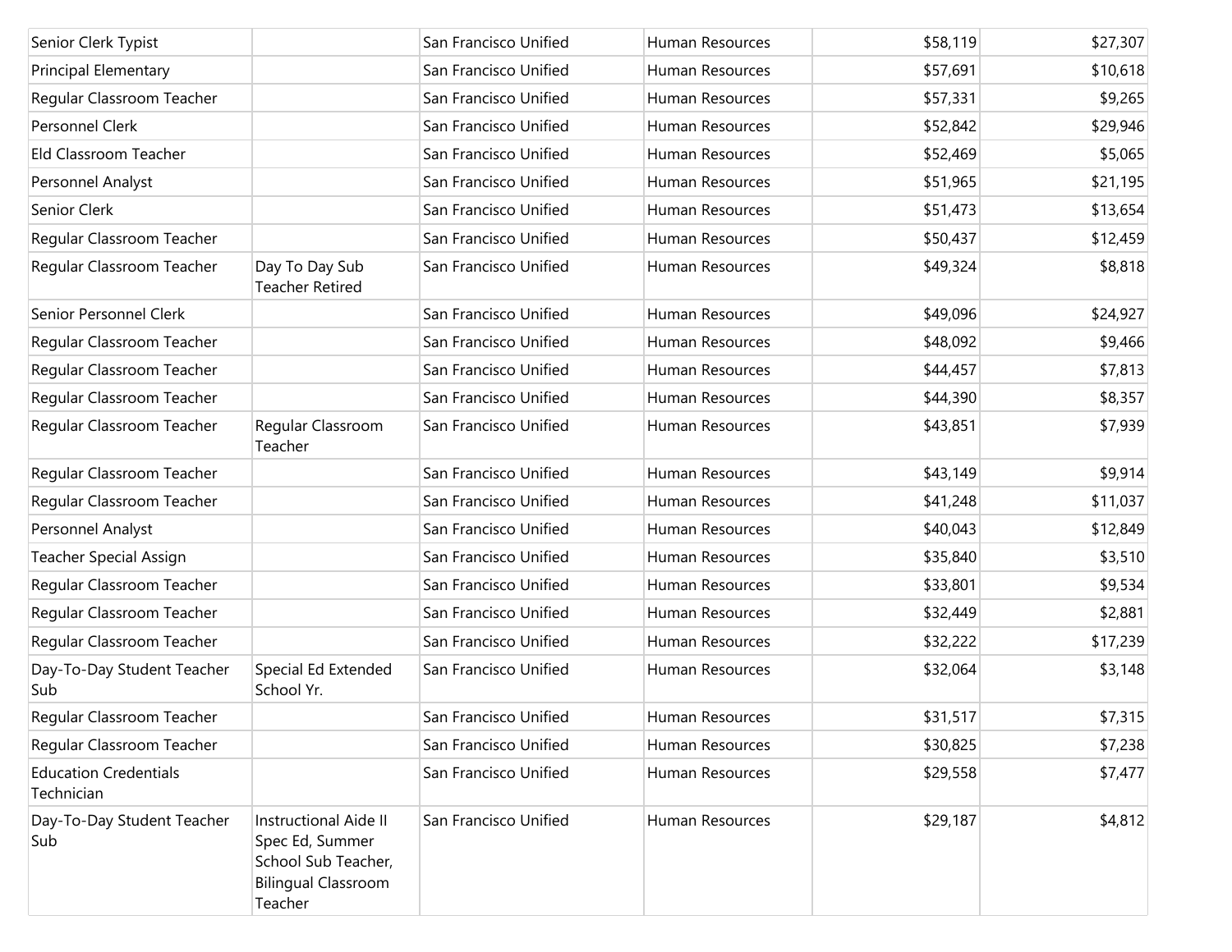| | | | | | |
|---|---|---|---|---|---|
| Senior Clerk Typist | | San Francisco Unified | Human Resources | $58,119 | $27,307 |
| Principal Elementary | | San Francisco Unified | Human Resources | $57,691 | $10,618 |
| Regular Classroom Teacher | | San Francisco Unified | Human Resources | $57,331 | $9,265 |
| Personnel Clerk | | San Francisco Unified | Human Resources | $52,842 | $29,946 |
| Eld Classroom Teacher | | San Francisco Unified | Human Resources | $52,469 | $5,065 |
| Personnel Analyst | | San Francisco Unified | Human Resources | $51,965 | $21,195 |
| Senior Clerk | | San Francisco Unified | Human Resources | $51,473 | $13,654 |
| Regular Classroom Teacher | | San Francisco Unified | Human Resources | $50,437 | $12,459 |
| Regular Classroom Teacher | Day To Day Sub Teacher Retired | San Francisco Unified | Human Resources | $49,324 | $8,818 |
| Senior Personnel Clerk | | San Francisco Unified | Human Resources | $49,096 | $24,927 |
| Regular Classroom Teacher | | San Francisco Unified | Human Resources | $48,092 | $9,466 |
| Regular Classroom Teacher | | San Francisco Unified | Human Resources | $44,457 | $7,813 |
| Regular Classroom Teacher | | San Francisco Unified | Human Resources | $44,390 | $8,357 |
| Regular Classroom Teacher | Regular Classroom Teacher | San Francisco Unified | Human Resources | $43,851 | $7,939 |
| Regular Classroom Teacher | | San Francisco Unified | Human Resources | $43,149 | $9,914 |
| Regular Classroom Teacher | | San Francisco Unified | Human Resources | $41,248 | $11,037 |
| Personnel Analyst | | San Francisco Unified | Human Resources | $40,043 | $12,849 |
| Teacher Special Assign | | San Francisco Unified | Human Resources | $35,840 | $3,510 |
| Regular Classroom Teacher | | San Francisco Unified | Human Resources | $33,801 | $9,534 |
| Regular Classroom Teacher | | San Francisco Unified | Human Resources | $32,449 | $2,881 |
| Regular Classroom Teacher | | San Francisco Unified | Human Resources | $32,222 | $17,239 |
| Day-To-Day Student Teacher Sub | Special Ed Extended School Yr. | San Francisco Unified | Human Resources | $32,064 | $3,148 |
| Regular Classroom Teacher | | San Francisco Unified | Human Resources | $31,517 | $7,315 |
| Regular Classroom Teacher | | San Francisco Unified | Human Resources | $30,825 | $7,238 |
| Education Credentials Technician | | San Francisco Unified | Human Resources | $29,558 | $7,477 |
| Day-To-Day Student Teacher Sub | Instructional Aide II Spec Ed, Summer School Sub Teacher, Bilingual Classroom Teacher | San Francisco Unified | Human Resources | $29,187 | $4,812 |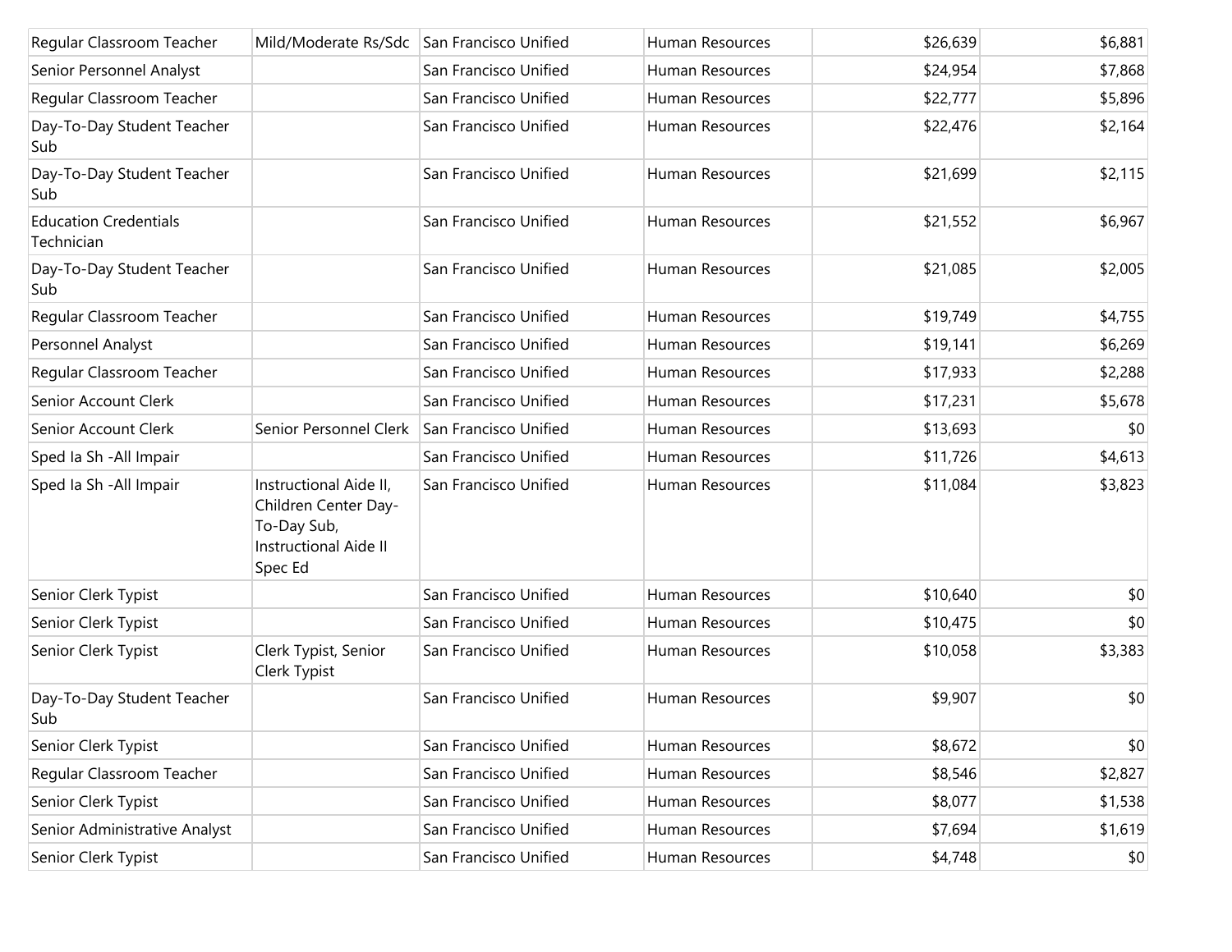| | | | | | |
|---|---|---|---|---|---|
| Regular Classroom Teacher | Mild/Moderate Rs/Sdc | San Francisco Unified | Human Resources | $26,639 | $6,881 |
| Senior Personnel Analyst | | San Francisco Unified | Human Resources | $24,954 | $7,868 |
| Regular Classroom Teacher | | San Francisco Unified | Human Resources | $22,777 | $5,896 |
| Day-To-Day Student Teacher Sub | | San Francisco Unified | Human Resources | $22,476 | $2,164 |
| Day-To-Day Student Teacher Sub | | San Francisco Unified | Human Resources | $21,699 | $2,115 |
| Education Credentials Technician | | San Francisco Unified | Human Resources | $21,552 | $6,967 |
| Day-To-Day Student Teacher Sub | | San Francisco Unified | Human Resources | $21,085 | $2,005 |
| Regular Classroom Teacher | | San Francisco Unified | Human Resources | $19,749 | $4,755 |
| Personnel Analyst | | San Francisco Unified | Human Resources | $19,141 | $6,269 |
| Regular Classroom Teacher | | San Francisco Unified | Human Resources | $17,933 | $2,288 |
| Senior Account Clerk | | San Francisco Unified | Human Resources | $17,231 | $5,678 |
| Senior Account Clerk | Senior Personnel Clerk | San Francisco Unified | Human Resources | $13,693 | $0 |
| Sped Ia Sh -All Impair | | San Francisco Unified | Human Resources | $11,726 | $4,613 |
| Sped Ia Sh -All Impair | Instructional Aide II, Children Center Day-To-Day Sub, Instructional Aide II Spec Ed | San Francisco Unified | Human Resources | $11,084 | $3,823 |
| Senior Clerk Typist | | San Francisco Unified | Human Resources | $10,640 | $0 |
| Senior Clerk Typist | | San Francisco Unified | Human Resources | $10,475 | $0 |
| Senior Clerk Typist | Clerk Typist, Senior Clerk Typist | San Francisco Unified | Human Resources | $10,058 | $3,383 |
| Day-To-Day Student Teacher Sub | | San Francisco Unified | Human Resources | $9,907 | $0 |
| Senior Clerk Typist | | San Francisco Unified | Human Resources | $8,672 | $0 |
| Regular Classroom Teacher | | San Francisco Unified | Human Resources | $8,546 | $2,827 |
| Senior Clerk Typist | | San Francisco Unified | Human Resources | $8,077 | $1,538 |
| Senior Administrative Analyst | | San Francisco Unified | Human Resources | $7,694 | $1,619 |
| Senior Clerk Typist | | San Francisco Unified | Human Resources | $4,748 | $0 |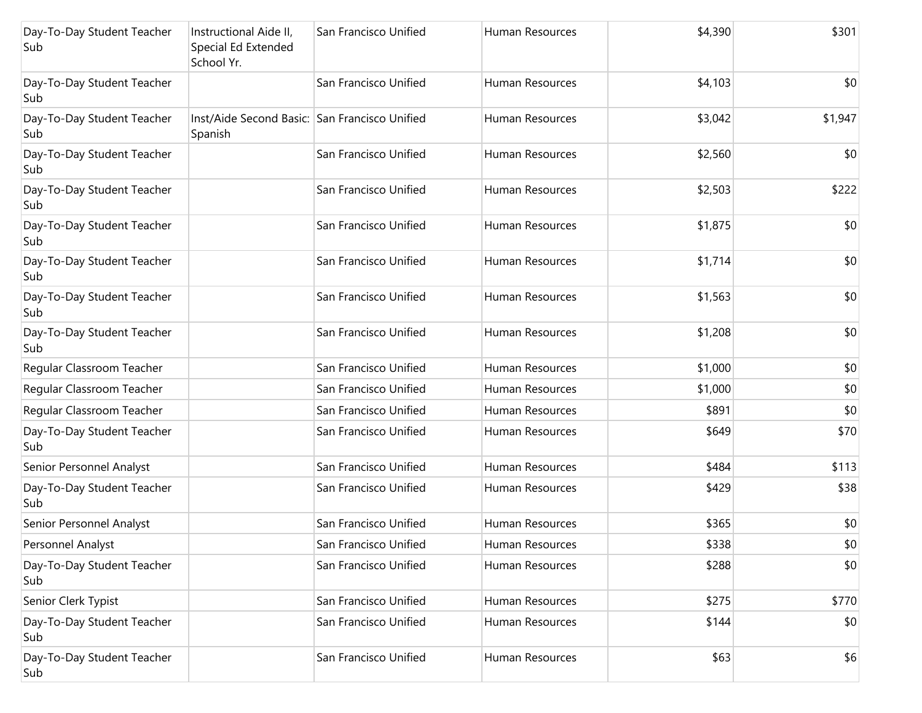| | | | | | |
|---|---|---|---|---|---|
| Day-To-Day Student Teacher Sub | Instructional Aide II, Special Ed Extended School Yr. | San Francisco Unified | Human Resources | $4,390 | $301 |
| Day-To-Day Student Teacher Sub | | San Francisco Unified | Human Resources | $4,103 | $0 |
| Day-To-Day Student Teacher Sub | Inst/Aide Second Basic: Spanish | San Francisco Unified | Human Resources | $3,042 | $1,947 |
| Day-To-Day Student Teacher Sub | | San Francisco Unified | Human Resources | $2,560 | $0 |
| Day-To-Day Student Teacher Sub | | San Francisco Unified | Human Resources | $2,503 | $222 |
| Day-To-Day Student Teacher Sub | | San Francisco Unified | Human Resources | $1,875 | $0 |
| Day-To-Day Student Teacher Sub | | San Francisco Unified | Human Resources | $1,714 | $0 |
| Day-To-Day Student Teacher Sub | | San Francisco Unified | Human Resources | $1,563 | $0 |
| Day-To-Day Student Teacher Sub | | San Francisco Unified | Human Resources | $1,208 | $0 |
| Regular Classroom Teacher | | San Francisco Unified | Human Resources | $1,000 | $0 |
| Regular Classroom Teacher | | San Francisco Unified | Human Resources | $1,000 | $0 |
| Regular Classroom Teacher | | San Francisco Unified | Human Resources | $891 | $0 |
| Day-To-Day Student Teacher Sub | | San Francisco Unified | Human Resources | $649 | $70 |
| Senior Personnel Analyst | | San Francisco Unified | Human Resources | $484 | $113 |
| Day-To-Day Student Teacher Sub | | San Francisco Unified | Human Resources | $429 | $38 |
| Senior Personnel Analyst | | San Francisco Unified | Human Resources | $365 | $0 |
| Personnel Analyst | | San Francisco Unified | Human Resources | $338 | $0 |
| Day-To-Day Student Teacher Sub | | San Francisco Unified | Human Resources | $288 | $0 |
| Senior Clerk Typist | | San Francisco Unified | Human Resources | $275 | $770 |
| Day-To-Day Student Teacher Sub | | San Francisco Unified | Human Resources | $144 | $0 |
| Day-To-Day Student Teacher Sub | | San Francisco Unified | Human Resources | $63 | $6 |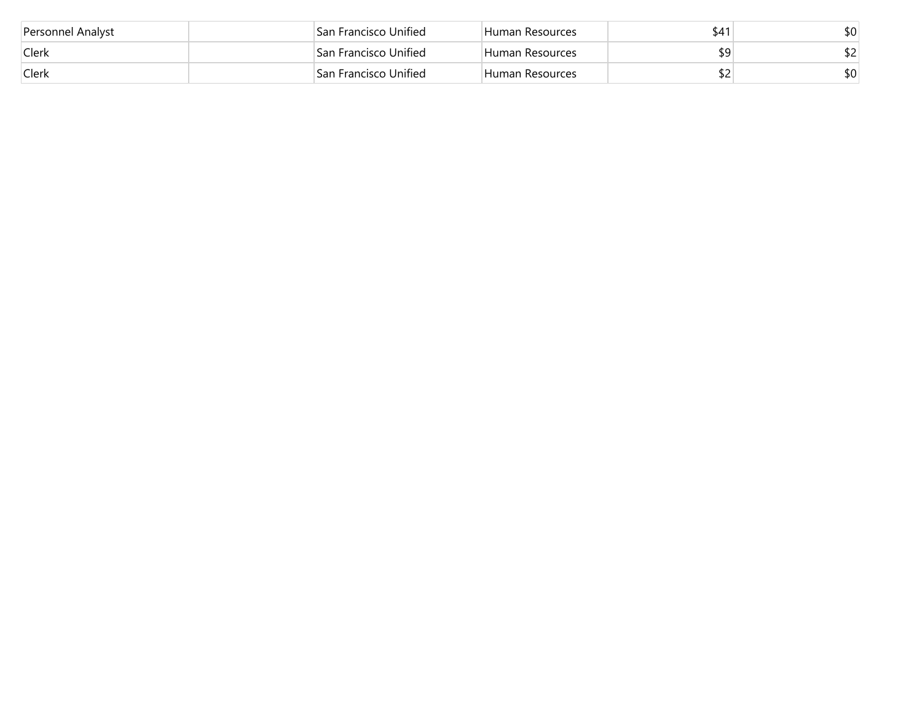| | | | | | |
|---|---|---|---|---|---|
| Personnel Analyst | | San Francisco Unified | Human Resources | $41 | $0 |
| Clerk | | San Francisco Unified | Human Resources | $9 | $2 |
| Clerk | | San Francisco Unified | Human Resources | $2 | $0 |